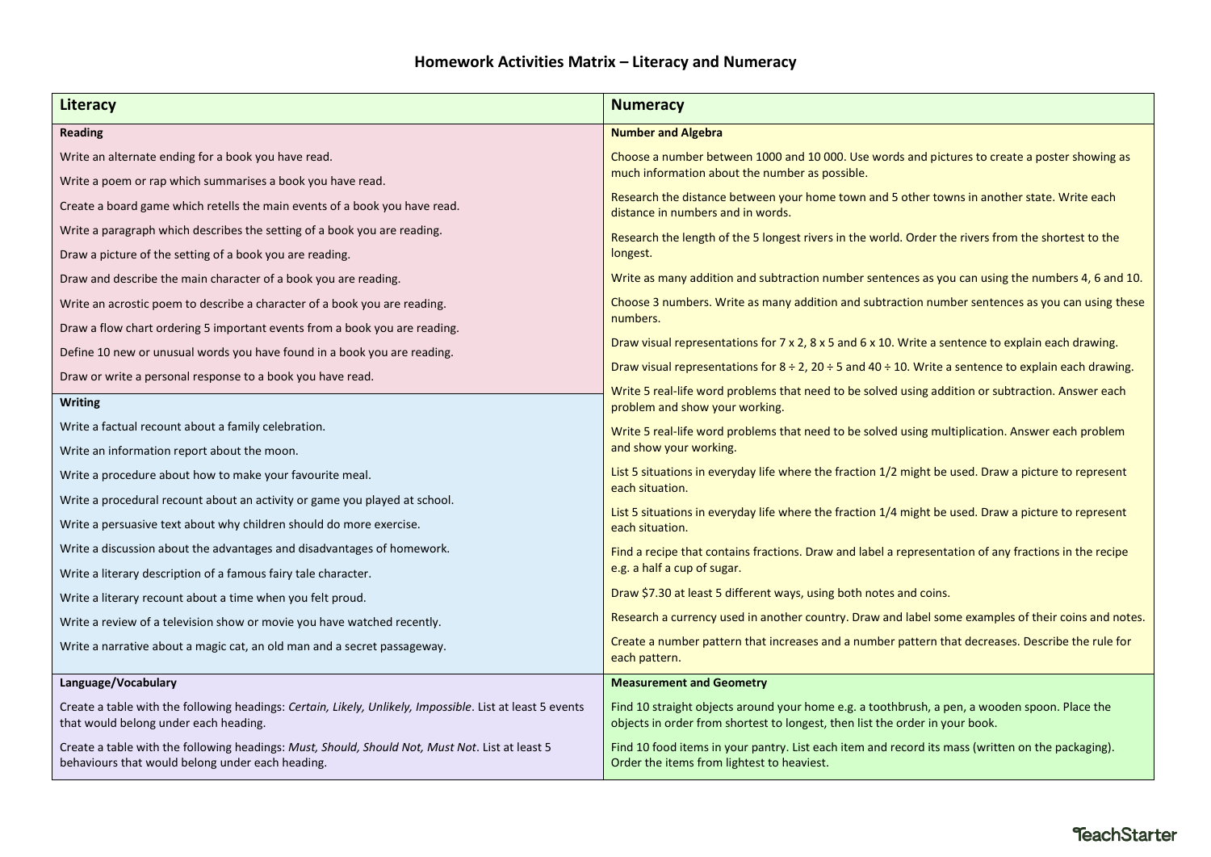# Homework Activities Matrix – Literacy and Numeracy

| Literacy | Numeracy |
|---|---|
| **Reading** | **Number and Algebra** |
| Write an alternate ending for a book you have read. | Choose a number between 1000 and 10 000. Use words and pictures to create a poster showing as much information about the number as possible. |
| Write a poem or rap which summarises a book you have read. | Research the distance between your home town and 5 other towns in another state. Write each distance in numbers and in words. |
| Create a board game which retells the main events of a book you have read. | Research the length of the 5 longest rivers in the world. Order the rivers from the shortest to the longest. |
| Write a paragraph which describes the setting of a book you are reading. | Write as many addition and subtraction number sentences as you can using the numbers 4, 6 and 10. |
| Draw a picture of the setting of a book you are reading. | Choose 3 numbers. Write as many addition and subtraction number sentences as you can using these numbers. |
| Draw and describe the main character of a book you are reading. | Draw visual representations for 7 x 2, 8 x 5 and 6 x 10. Write a sentence to explain each drawing. |
| Write an acrostic poem to describe a character of a book you are reading. | Draw visual representations for 8 ÷ 2, 20 ÷ 5 and 40 ÷ 10. Write a sentence to explain each drawing. |
| Draw a flow chart ordering 5 important events from a book you are reading. | Write 5 real-life word problems that need to be solved using addition or subtraction. Answer each problem and show your working. |
| Define 10 new or unusual words you have found in a book you are reading. | Write 5 real-life word problems that need to be solved using multiplication. Answer each problem and show your working. |
| Draw or write a personal response to a book you have read. | List 5 situations in everyday life where the fraction 1/2 might be used. Draw a picture to represent each situation. |
| **Writing** | List 5 situations in everyday life where the fraction 1/4 might be used. Draw a picture to represent each situation. |
| Write a factual recount about a family celebration. | Find a recipe that contains fractions. Draw and label a representation of any fractions in the recipe e.g. a half a cup of sugar. |
| Write an information report about the moon. | Draw $7.30 at least 5 different ways, using both notes and coins. |
| Write a procedure about how to make your favourite meal. | Research a currency used in another country. Draw and label some examples of their coins and notes. |
| Write a procedural recount about an activity or game you played at school. | Create a number pattern that increases and a number pattern that decreases. Describe the rule for each pattern. |
| Write a persuasive text about why children should do more exercise. | |
| Write a discussion about the advantages and disadvantages of homework. | |
| Write a literary description of a famous fairy tale character. | |
| Write a literary recount about a time when you felt proud. | |
| Write a review of a television show or movie you have watched recently. | |
| Write a narrative about a magic cat, an old man and a secret passageway. | |
| **Language/Vocabulary** | **Measurement and Geometry** |
| Create a table with the following headings: *Certain, Likely, Unlikely, Impossible*. List at least 5 events that would belong under each heading. | Find 10 straight objects around your home e.g. a toothbrush, a pen, a wooden spoon. Place the objects in order from shortest to longest, then list the order in your book. |
| Create a table with the following headings: *Must, Should, Should Not, Must Not*. List at least 5 behaviours that would belong under each heading. | Find 10 food items in your pantry. List each item and record its mass (written on the packaging). Order the items from lightest to heaviest. |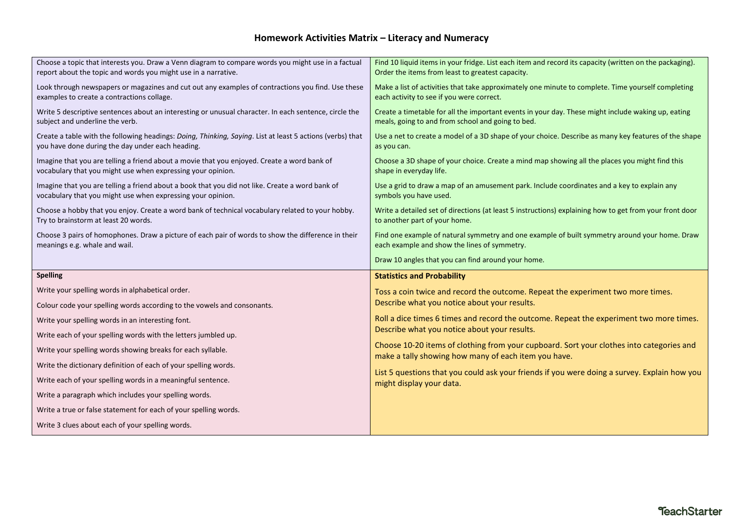# Homework Activities Matrix – Literacy and Numeracy

Choose a topic that interests you. Draw a Venn diagram to compare words you might use in a factual report about the topic and words you might use in a narrative.

Look through newspapers or magazines and cut out any examples of contractions you find. Use these examples to create a contractions collage.

Write 5 descriptive sentences about an interesting or unusual character. In each sentence, circle the subject and underline the verb.

Create a table with the following headings: *Doing, Thinking, Saying*. List at least 5 actions (verbs) that you have done during the day under each heading.

Imagine that you are telling a friend about a movie that you enjoyed. Create a word bank of vocabulary that you might use when expressing your opinion.

Imagine that you are telling a friend about a book that you did not like. Create a word bank of vocabulary that you might use when expressing your opinion.

Choose a hobby that you enjoy. Create a word bank of technical vocabulary related to your hobby. Try to brainstorm at least 20 words.

Choose 3 pairs of homophones. Draw a picture of each pair of words to show the difference in their meanings e.g. whale and wail.

Find 10 liquid items in your fridge. List each item and record its capacity (written on the packaging). Order the items from least to greatest capacity.

Make a list of activities that take approximately one minute to complete. Time yourself completing each activity to see if you were correct.

Create a timetable for all the important events in your day. These might include waking up, eating meals, going to and from school and going to bed.

Use a net to create a model of a 3D shape of your choice. Describe as many key features of the shape as you can.

Choose a 3D shape of your choice. Create a mind map showing all the places you might find this shape in everyday life.

Use a grid to draw a map of an amusement park. Include coordinates and a key to explain any symbols you have used.

Write a detailed set of directions (at least 5 instructions) explaining how to get from your front door to another part of your home.

Find one example of natural symmetry and one example of built symmetry around your home. Draw each example and show the lines of symmetry.

Draw 10 angles that you can find around your home.

**Spelling**

Write your spelling words in alphabetical order.

Colour code your spelling words according to the vowels and consonants.

Write your spelling words in an interesting font.

Write each of your spelling words with the letters jumbled up.

Write your spelling words showing breaks for each syllable.

Write the dictionary definition of each of your spelling words.

Write each of your spelling words in a meaningful sentence.

Write a paragraph which includes your spelling words.

Write a true or false statement for each of your spelling words.

Write 3 clues about each of your spelling words.

**Statistics and Probability**

Toss a coin twice and record the outcome. Repeat the experiment two more times. Describe what you notice about your results.

Roll a dice times 6 times and record the outcome. Repeat the experiment two more times. Describe what you notice about your results.

Choose 10-20 items of clothing from your cupboard. Sort your clothes into categories and make a tally showing how many of each item you have.

List 5 questions that you could ask your friends if you were doing a survey. Explain how you might display your data.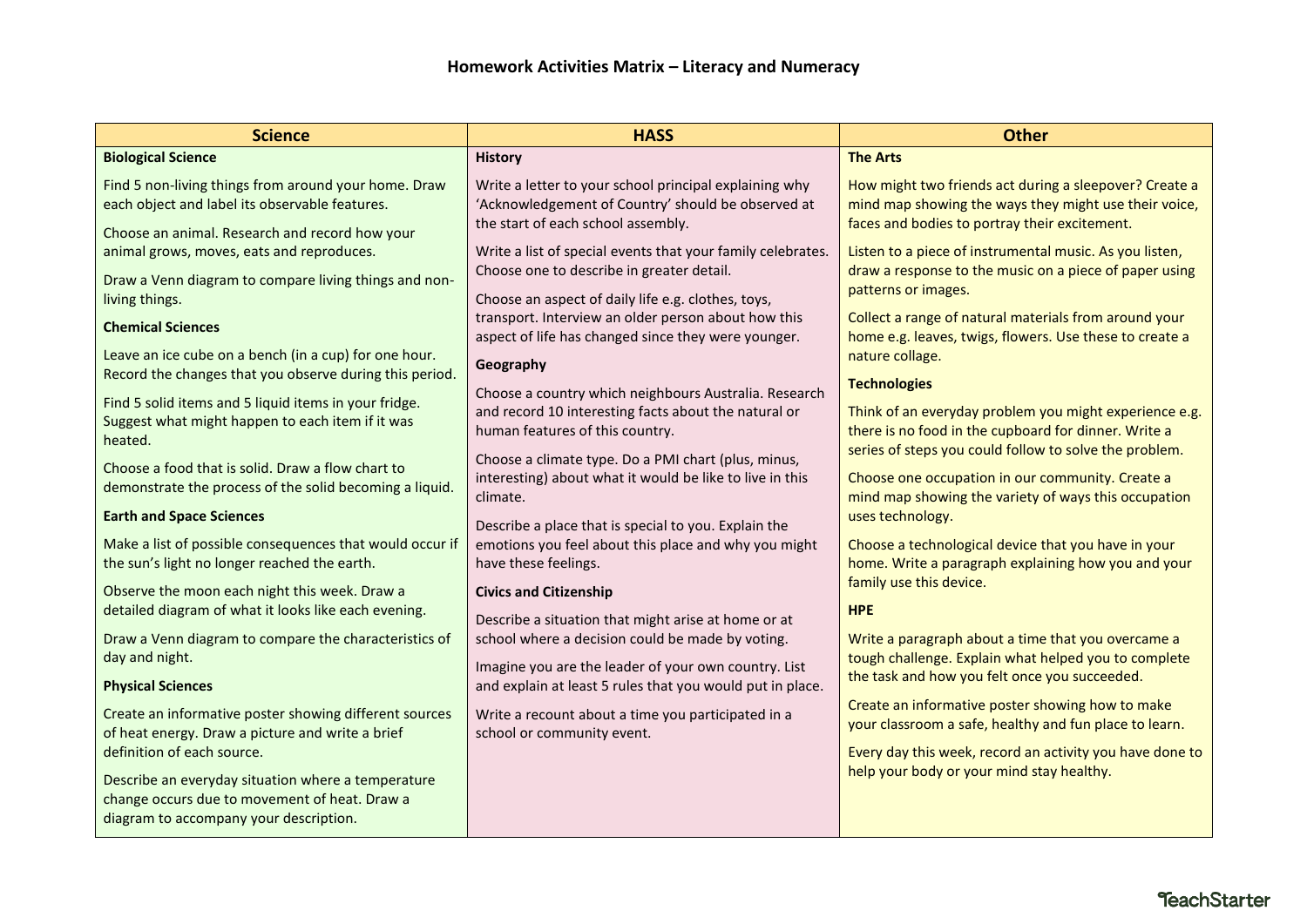# Homework Activities Matrix – Literacy and Numeracy

| Science | HASS | Other |
|---|---|---|
| **Biological Science**<br><br>Find 5 non-living things from around your home. Draw each object and label its observable features.<br><br>Choose an animal. Research and record how your animal grows, moves, eats and reproduces.<br><br>Draw a Venn diagram to compare living things and non-living things.<br><br>**Chemical Sciences**<br><br>Leave an ice cube on a bench (in a cup) for one hour. Record the changes that you observe during this period.<br><br>Find 5 solid items and 5 liquid items in your fridge. Suggest what might happen to each item if it was heated.<br><br>Choose a food that is solid. Draw a flow chart to demonstrate the process of the solid becoming a liquid.<br><br>**Earth and Space Sciences**<br><br>Make a list of possible consequences that would occur if the sun's light no longer reached the earth.<br><br>Observe the moon each night this week. Draw a detailed diagram of what it looks like each evening.<br><br>Draw a Venn diagram to compare the characteristics of day and night.<br><br>**Physical Sciences**<br><br>Create an informative poster showing different sources of heat energy. Draw a picture and write a brief definition of each source.<br><br>Describe an everyday situation where a temperature change occurs due to movement of heat. Draw a diagram to accompany your description. | **History**<br><br>Write a letter to your school principal explaining why 'Acknowledgement of Country' should be observed at the start of each school assembly.<br><br>Write a list of special events that your family celebrates. Choose one to describe in greater detail.<br><br>Choose an aspect of daily life e.g. clothes, toys, transport. Interview an older person about how this aspect of life has changed since they were younger.<br><br>**Geography**<br><br>Choose a country which neighbours Australia. Research and record 10 interesting facts about the natural or human features of this country.<br><br>Choose a climate type. Do a PMI chart (plus, minus, interesting) about what it would be like to live in this climate.<br><br>Describe a place that is special to you. Explain the emotions you feel about this place and why you might have these feelings.<br><br>**Civics and Citizenship**<br><br>Describe a situation that might arise at home or at school where a decision could be made by voting.<br><br>Imagine you are the leader of your own country. List and explain at least 5 rules that you would put in place.<br><br>Write a recount about a time you participated in a school or community event. | **The Arts**<br><br>How might two friends act during a sleepover? Create a mind map showing the ways they might use their voice, faces and bodies to portray their excitement.<br><br>Listen to a piece of instrumental music. As you listen, draw a response to the music on a piece of paper using patterns or images.<br><br>Collect a range of natural materials from around your home e.g. leaves, twigs, flowers. Use these to create a nature collage.<br><br>**Technologies**<br><br>Think of an everyday problem you might experience e.g. there is no food in the cupboard for dinner. Write a series of steps you could follow to solve the problem.<br><br>Choose one occupation in our community. Create a mind map showing the variety of ways this occupation uses technology.<br><br>Choose a technological device that you have in your home. Write a paragraph explaining how you and your family use this device.<br><br>**HPE**<br><br>Write a paragraph about a time that you overcame a tough challenge. Explain what helped you to complete the task and how you felt once you succeeded.<br><br>Create an informative poster showing how to make your classroom a safe, healthy and fun place to learn.<br><br>Every day this week, record an activity you have done to help your body or your mind stay healthy. |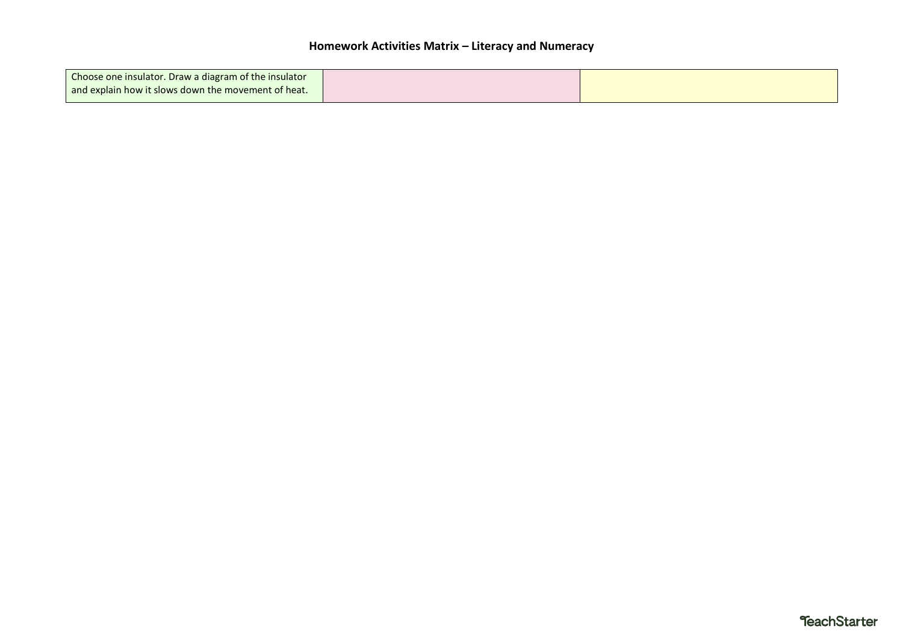**Homework Activities Matrix – Literacy and Numeracy**

| | | |
|---|---|---|
| Choose one insulator. Draw a diagram of the insulator and explain how it slows down the movement of heat. | | |